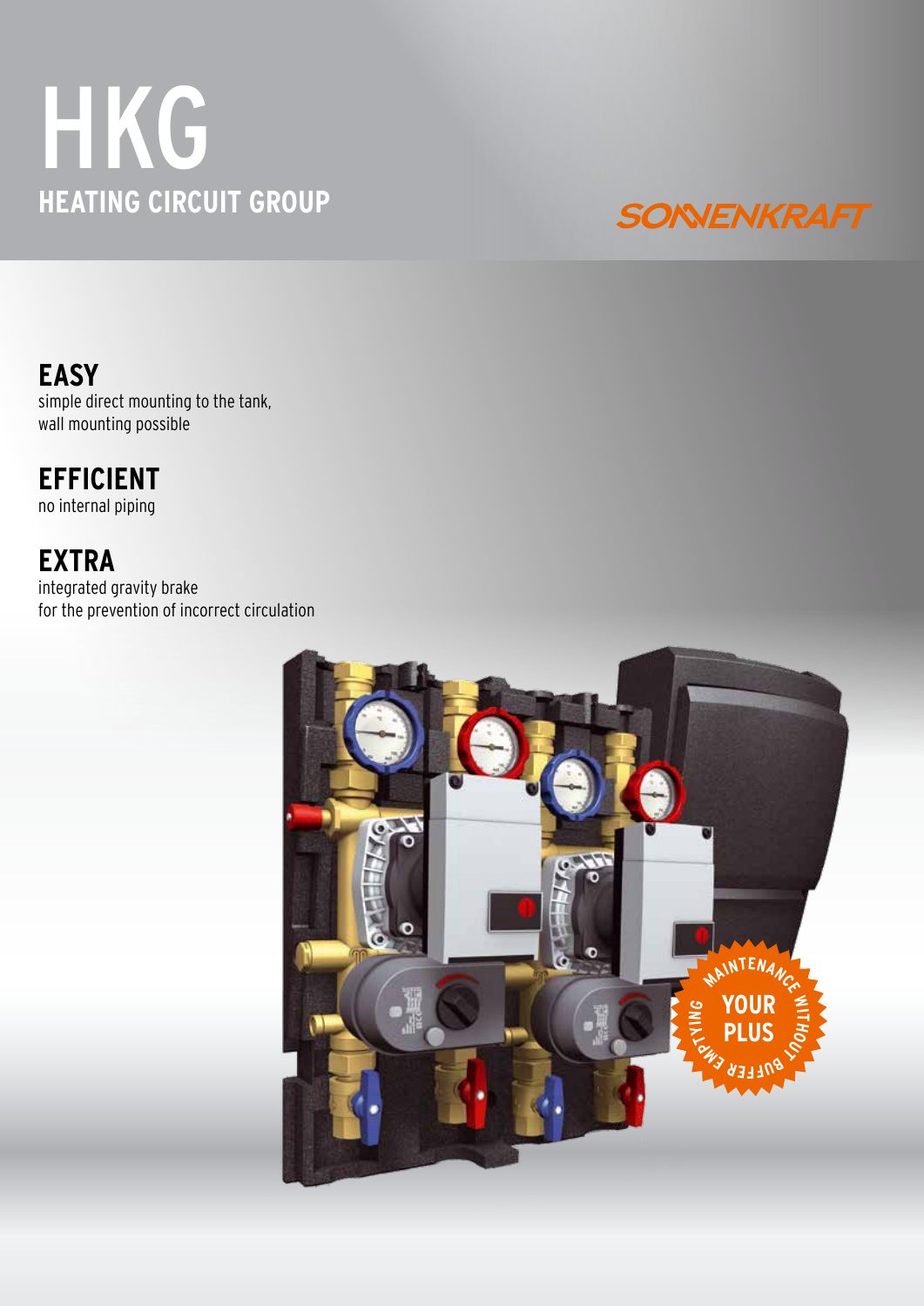# HKG

## HEATING CIRCUIT GROUP

SONNENKRAFT

**EASY**
simple direct mounting to the tank,
wall mounting possible

**EFFICIENT**
no internal piping

**EXTRA**
integrated gravity brake
for the prevention of incorrect circulation

YOUR PLUS

MAINTENANCE WITHOUT BUFFER EMPTYING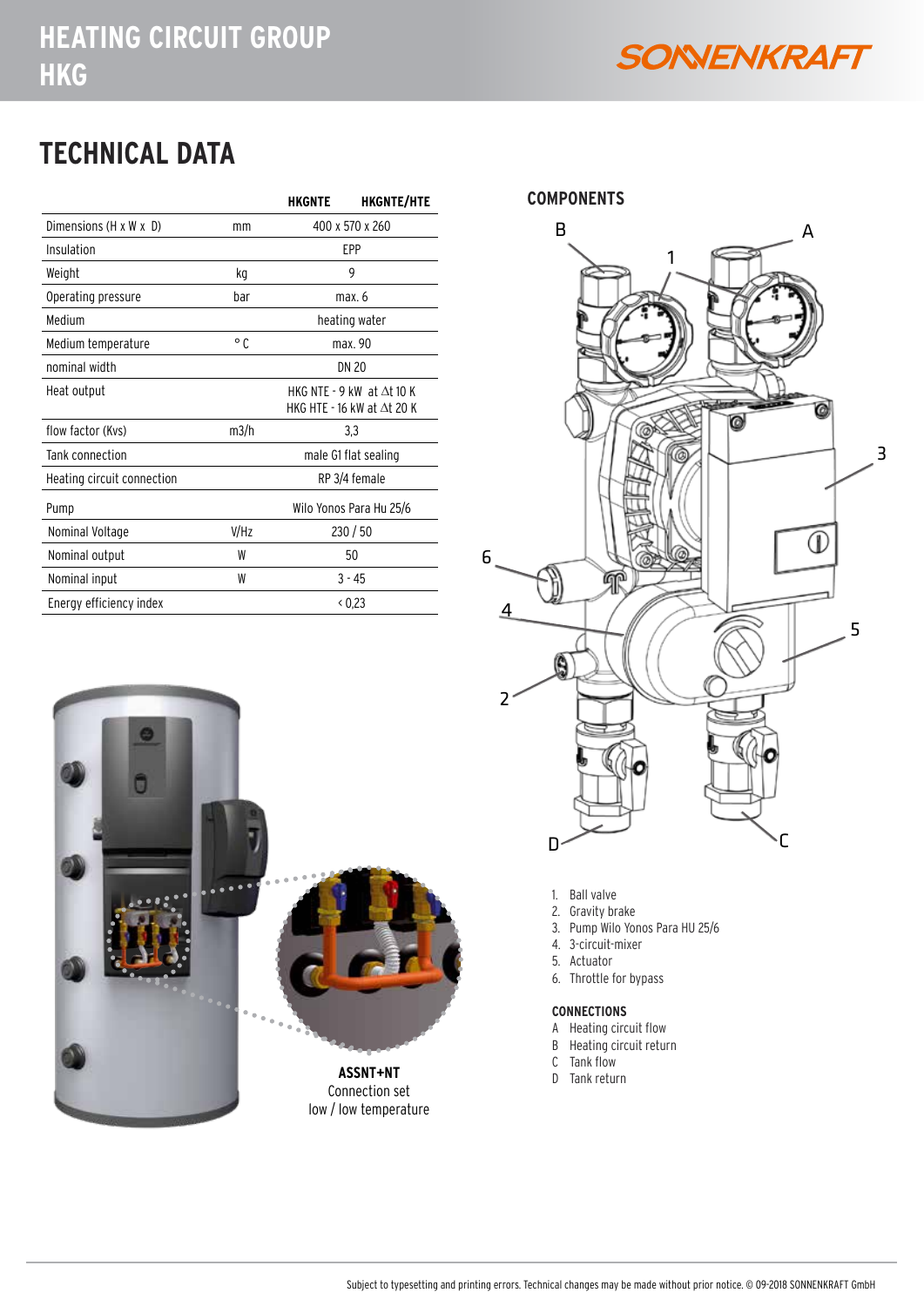# HEATING CIRCUIT GROUP HKG

## TECHNICAL DATA

| | | HKGNTE | HKGNTE/HTE |
|---|---|---|---|
| Dimensions (H x W x D) | mm | 400 x 570 x 260 | |
| Insulation | | EPP | |
| Weight | kg | 9 | |
| Operating pressure | bar | max. 6 | |
| Medium | | heating water | |
| Medium temperature | ° C | max. 90 | |
| nominal width | | DN 20 | |
| Heat output | | HKG NTE - 9 kW at $\Delta$t 10 K<br>HKG HTE - 16 kW at $\Delta$t 20 K | |
| flow factor (Kvs) | m3/h | 3,3 | |
| Tank connection | | male G1 flat sealing | |
| Heating circuit connection | | RP 3/4 female | |
| Pump | | Wilo Yonos Para Hu 25/6 | |
| Nominal Voltage | V/Hz | 230 / 50 | |
| Nominal output | W | 50 | |
| Nominal input | W | 3 - 45 | |
| Energy efficiency index | | < 0,23 | |

## COMPONENTS

B A 1 3 6 4 5 2 D C

1. Ball valve
2. Gravity brake
3. Pump Wilo Yonos Para HU 25/6
4. 3-circuit-mixer
5. Actuator
6. Throttle for bypass

### CONNECTIONS

- A Heating circuit flow
- B Heating circuit return
- C Tank flow
- D Tank return

**ASSNT+NT**
Connection set
low / low temperature

Subject to typesetting and printing errors. Technical changes may be made without prior notice. © 09-2018 SONNENKRAFT GmbH